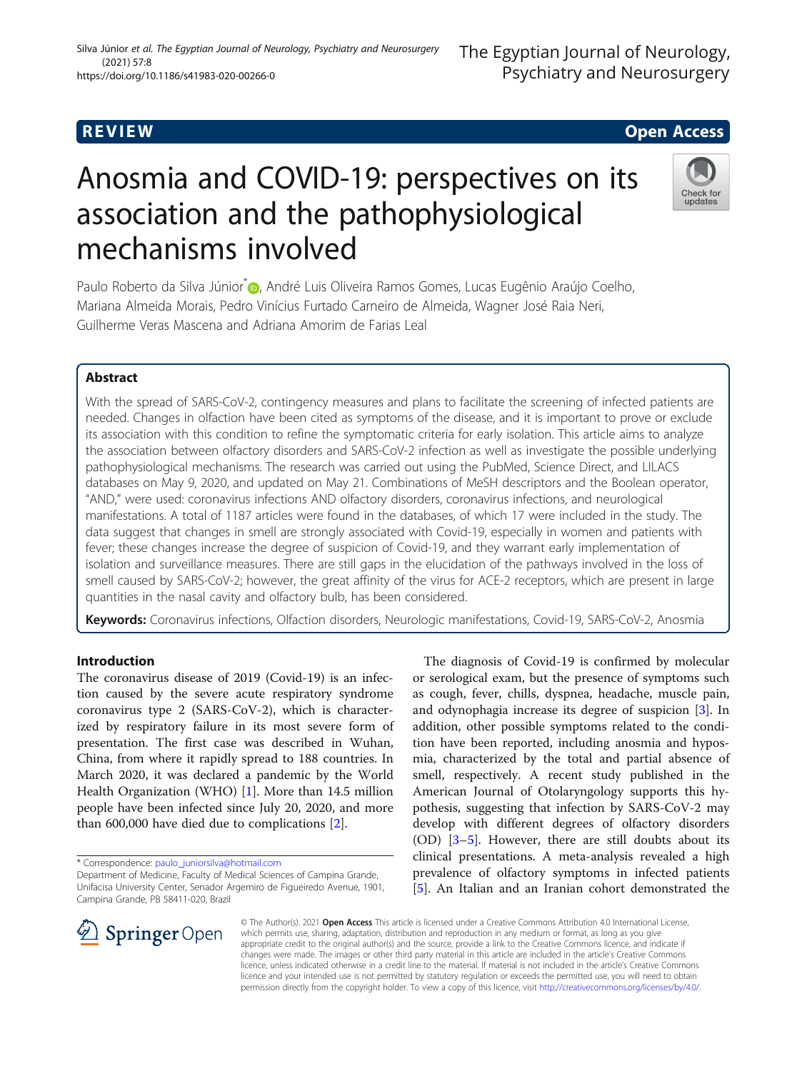REVIEW

Open Access

# Anosmia and COVID-19: perspectives on its association and the pathophysiological mechanisms involved

Paulo Roberto da Silva Júnior*, André Luis Oliveira Ramos Gomes, Lucas Eugênio Araújo Coelho, Mariana Almeida Morais, Pedro Vinícius Furtado Carneiro de Almeida, Wagner José Raia Neri, Guilherme Veras Mascena and Adriana Amorim de Farias Leal

## Abstract

With the spread of SARS-CoV-2, contingency measures and plans to facilitate the screening of infected patients are needed. Changes in olfaction have been cited as symptoms of the disease, and it is important to prove or exclude its association with this condition to refine the symptomatic criteria for early isolation. This article aims to analyze the association between olfactory disorders and SARS-CoV-2 infection as well as investigate the possible underlying pathophysiological mechanisms. The research was carried out using the PubMed, Science Direct, and LILACS databases on May 9, 2020, and updated on May 21. Combinations of MeSH descriptors and the Boolean operator, "AND," were used: coronavirus infections AND olfactory disorders, coronavirus infections, and neurological manifestations. A total of 1187 articles were found in the databases, of which 17 were included in the study. The data suggest that changes in smell are strongly associated with Covid-19, especially in women and patients with fever; these changes increase the degree of suspicion of Covid-19, and they warrant early implementation of isolation and surveillance measures. There are still gaps in the elucidation of the pathways involved in the loss of smell caused by SARS-CoV-2; however, the great affinity of the virus for ACE-2 receptors, which are present in large quantities in the nasal cavity and olfactory bulb, has been considered.

**Keywords:** Coronavirus infections, Olfaction disorders, Neurologic manifestations, Covid-19, SARS-CoV-2, Anosmia

## Introduction

The coronavirus disease of 2019 (Covid-19) is an infection caused by the severe acute respiratory syndrome coronavirus type 2 (SARS-CoV-2), which is characterized by respiratory failure in its most severe form of presentation. The first case was described in Wuhan, China, from where it rapidly spread to 188 countries. In March 2020, it was declared a pandemic by the World Health Organization (WHO) [1]. More than 14.5 million people have been infected since July 20, 2020, and more than 600,000 have died due to complications [2].

The diagnosis of Covid-19 is confirmed by molecular or serological exam, but the presence of symptoms such as cough, fever, chills, dyspnea, headache, muscle pain, and odynophagia increase its degree of suspicion [3]. In addition, other possible symptoms related to the condition have been reported, including anosmia and hyposmia, characterized by the total and partial absence of smell, respectively. A recent study published in the American Journal of Otolaryngology supports this hypothesis, suggesting that infection by SARS-CoV-2 may develop with different degrees of olfactory disorders (OD) [3–5]. However, there are still doubts about its clinical presentations. A meta-analysis revealed a high prevalence of olfactory symptoms in infected patients [5]. An Italian and an Iranian cohort demonstrated the

* Correspondence: paulo_juniorsilva@hotmail.com
Department of Medicine, Faculty of Medical Sciences of Campina Grande, Unifacisa University Center, Senador Argemiro de Figueiredo Avenue, 1901, Campina Grande, PB 58411-020, Brazil

© The Author(s). 2021 **Open Access** This article is licensed under a Creative Commons Attribution 4.0 International License, which permits use, sharing, adaptation, distribution and reproduction in any medium or format, as long as you give appropriate credit to the original author(s) and the source, provide a link to the Creative Commons licence, and indicate if changes were made. The images or other third party material in this article are included in the article's Creative Commons licence, unless indicated otherwise in a credit line to the material. If material is not included in the article's Creative Commons licence and your intended use is not permitted by statutory regulation or exceeds the permitted use, you will need to obtain permission directly from the copyright holder. To view a copy of this licence, visit http://creativecommons.org/licenses/by/4.0/.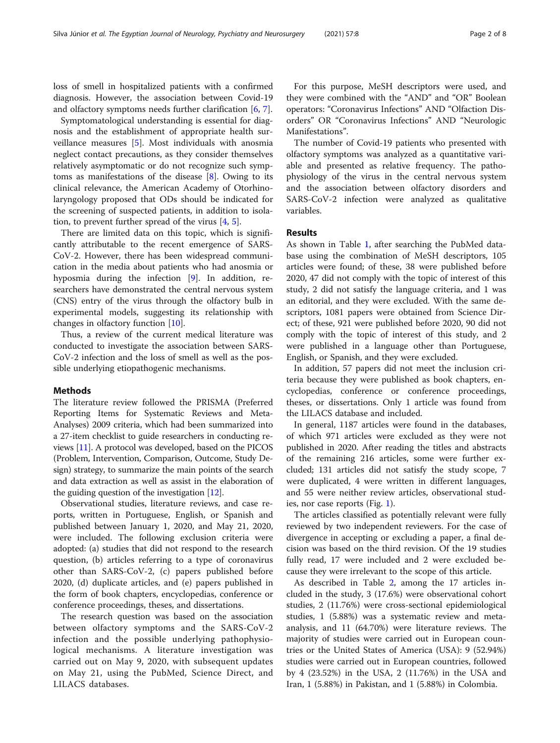loss of smell in hospitalized patients with a confirmed diagnosis. However, the association between Covid-19 and olfactory symptoms needs further clarification [6, 7].

Symptomatological understanding is essential for diagnosis and the establishment of appropriate health surveillance measures [5]. Most individuals with anosmia neglect contact precautions, as they consider themselves relatively asymptomatic or do not recognize such symptoms as manifestations of the disease [8]. Owing to its clinical relevance, the American Academy of Otorhinolaryngology proposed that ODs should be indicated for the screening of suspected patients, in addition to isolation, to prevent further spread of the virus [4, 5].

There are limited data on this topic, which is significantly attributable to the recent emergence of SARS-CoV-2. However, there has been widespread communication in the media about patients who had anosmia or hyposmia during the infection [9]. In addition, researchers have demonstrated the central nervous system (CNS) entry of the virus through the olfactory bulb in experimental models, suggesting its relationship with changes in olfactory function [10].

Thus, a review of the current medical literature was conducted to investigate the association between SARS-CoV-2 infection and the loss of smell as well as the possible underlying etiopathogenic mechanisms.

## Methods

The literature review followed the PRISMA (Preferred Reporting Items for Systematic Reviews and Meta-Analyses) 2009 criteria, which had been summarized into a 27-item checklist to guide researchers in conducting reviews [11]. A protocol was developed, based on the PICOS (Problem, Intervention, Comparison, Outcome, Study Design) strategy, to summarize the main points of the search and data extraction as well as assist in the elaboration of the guiding question of the investigation [12].

Observational studies, literature reviews, and case reports, written in Portuguese, English, or Spanish and published between January 1, 2020, and May 21, 2020, were included. The following exclusion criteria were adopted: (a) studies that did not respond to the research question, (b) articles referring to a type of coronavirus other than SARS-CoV-2, (c) papers published before 2020, (d) duplicate articles, and (e) papers published in the form of book chapters, encyclopedias, conference or conference proceedings, theses, and dissertations.

The research question was based on the association between olfactory symptoms and the SARS-CoV-2 infection and the possible underlying pathophysiological mechanisms. A literature investigation was carried out on May 9, 2020, with subsequent updates on May 21, using the PubMed, Science Direct, and LILACS databases.

For this purpose, MeSH descriptors were used, and they were combined with the "AND" and "OR" Boolean operators: "Coronavirus Infections" AND "Olfaction Disorders" OR "Coronavirus Infections" AND "Neurologic Manifestations".

The number of Covid-19 patients who presented with olfactory symptoms was analyzed as a quantitative variable and presented as relative frequency. The pathophysiology of the virus in the central nervous system and the association between olfactory disorders and SARS-CoV-2 infection were analyzed as qualitative variables.

## Results

As shown in Table 1, after searching the PubMed database using the combination of MeSH descriptors, 105 articles were found; of these, 38 were published before 2020, 47 did not comply with the topic of interest of this study, 2 did not satisfy the language criteria, and 1 was an editorial, and they were excluded. With the same descriptors, 1081 papers were obtained from Science Direct; of these, 921 were published before 2020, 90 did not comply with the topic of interest of this study, and 2 were published in a language other than Portuguese, English, or Spanish, and they were excluded.

In addition, 57 papers did not meet the inclusion criteria because they were published as book chapters, encyclopedias, conference or conference proceedings, theses, or dissertations. Only 1 article was found from the LILACS database and included.

In general, 1187 articles were found in the databases, of which 971 articles were excluded as they were not published in 2020. After reading the titles and abstracts of the remaining 216 articles, some were further excluded; 131 articles did not satisfy the study scope, 7 were duplicated, 4 were written in different languages, and 55 were neither review articles, observational studies, nor case reports (Fig. 1).

The articles classified as potentially relevant were fully reviewed by two independent reviewers. For the case of divergence in accepting or excluding a paper, a final decision was based on the third revision. Of the 19 studies fully read, 17 were included and 2 were excluded because they were irrelevant to the scope of this article.

As described in Table 2, among the 17 articles included in the study, 3 (17.6%) were observational cohort studies, 2 (11.76%) were cross-sectional epidemiological studies, 1 (5.88%) was a systematic review and meta-analysis, and 11 (64.70%) were literature reviews. The majority of studies were carried out in European countries or the United States of America (USA): 9 (52.94%) studies were carried out in European countries, followed by 4 (23.52%) in the USA, 2 (11.76%) in the USA and Iran, 1 (5.88%) in Pakistan, and 1 (5.88%) in Colombia.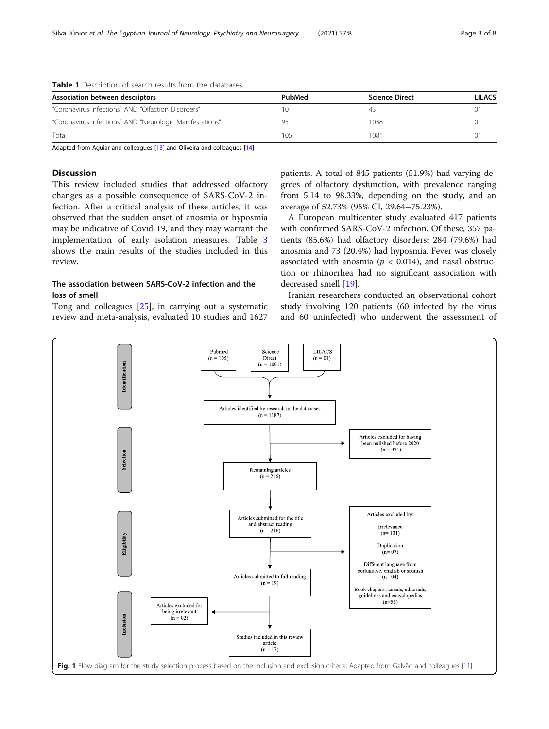**Table 1** Description of search results from the databases

| Association between descriptors | PubMed | Science Direct | LILACS |
|---|---|---|---|
| "Coronavirus Infections" AND "Olfaction Disorders" | 10 | 43 | 01 |
| "Coronavirus Infections" AND "Neurologic Manifestations" | 95 | 1038 | 0 |
| Total | 105 | 1081 | 01 |

Adapted from Aguiar and colleagues [13] and Oliveira and colleagues [14]

## Discussion

This review included studies that addressed olfactory changes as a possible consequence of SARS-CoV-2 infection. After a critical analysis of these articles, it was observed that the sudden onset of anosmia or hyposmia may be indicative of Covid-19, and they may warrant the implementation of early isolation measures. Table 3 shows the main results of the studies included in this review.

### The association between SARS-CoV-2 infection and the loss of smell

Tong and colleagues [25], in carrying out a systematic review and meta-analysis, evaluated 10 studies and 1627 patients. A total of 845 patients (51.9%) had varying degrees of olfactory dysfunction, with prevalence ranging from 5.14 to 98.33%, depending on the study, and an average of 52.73% (95% CI, 29.64–75.23%).

A European multicenter study evaluated 417 patients with confirmed SARS-CoV-2 infection. Of these, 357 patients (85.6%) had olfactory disorders: 284 (79.6%) had anosmia and 73 (20.4%) had hyposmia. Fever was closely associated with anosmia ($p < 0.014$), and nasal obstruction or rhinorrhea had no significant association with decreased smell [19].

Iranian researchers conducted an observational cohort study involving 120 patients (60 infected by the virus and 60 uninfected) who underwent the assessment of

Identification: Pubmed (n = 105); Science Direct (n = 1081); LILACS (n = 01) → Articles identified by research in the databases (n = 1187)

Selection: → Articles excluded for having been pulished before 2020 (n = 971) → Remaining articles (n = 216)

Eligibility: Articles submitted for the title and abstract reading (n = 216) → Articles excluded by: Irrelevance (n= 131); Duplication (n= 07); Different language from portuguese, english or spanish (n= 04); Book chapters, annals, editorials, guidelines and encyclopedias (n=55) → Articles submitted to full reading (n = 19)

Inclusion: → Articles excluded for being irrelevant (n = 02) → Studies included in this review article (n = 17)

**Fig. 1** Flow diagram for the study selection process based on the inclusion and exclusion criteria. Adapted from Galvão and colleagues [11]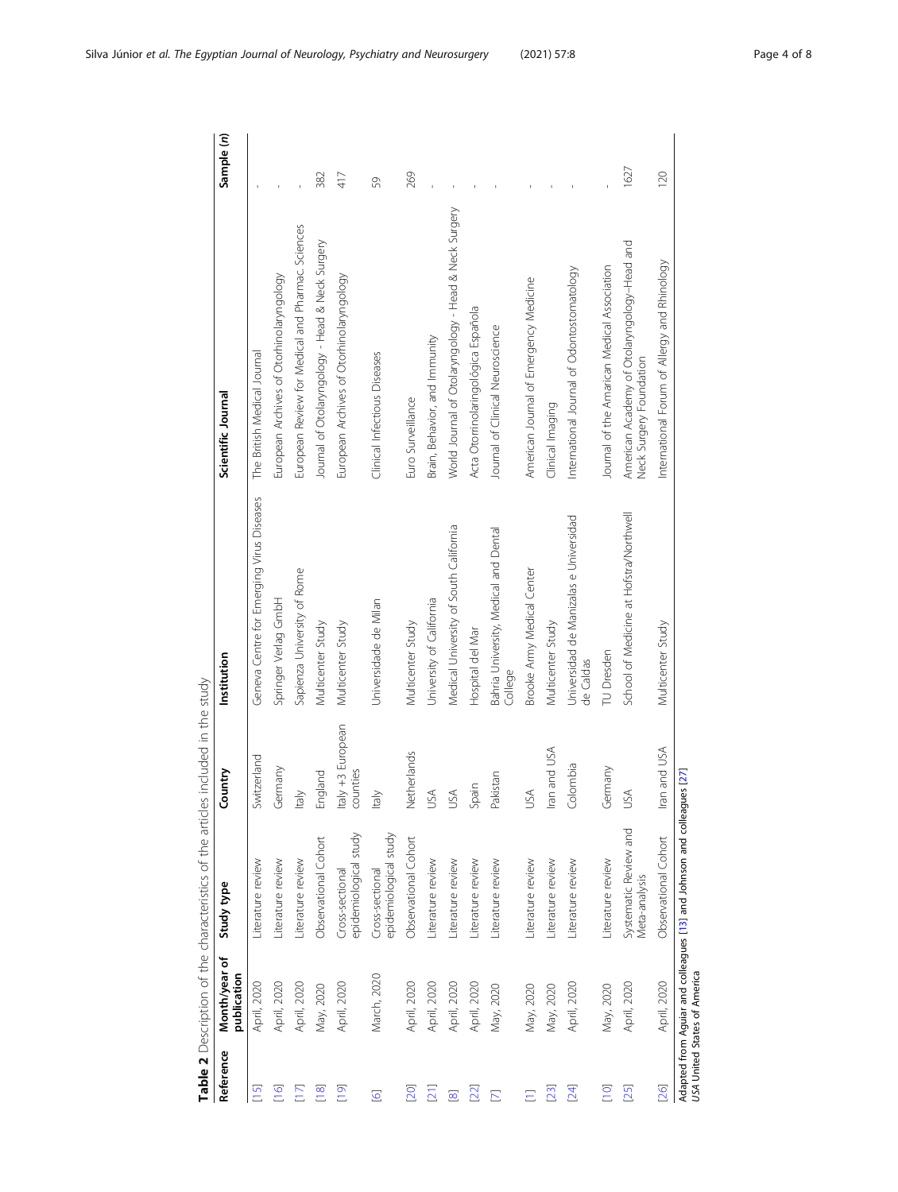**Table 2** Description of the characteristics of the articles included in the study

| Reference | Month/year of publication | Study type | Country | Institution | Scientific Journal | Sample (*n*) |
|---|---|---|---|---|---|---|
| [15] | April, 2020 | Literature review | Switzerland | Geneva Centre for Emerging Virus Diseases | The British Medical Journal | - |
| [16] | April, 2020 | Literature review | Germany | Springer Verlag GmbH | European Archives of Otorhinolaryngology | - |
| [17] | April, 2020 | Literature review | Italy | Sapienza University of Rome | European Review for Medical and Pharmac. Sciences | - |
| [18] | May, 2020 | Observational Cohort | England | Multicenter Study | Journal of Otolaryngology - Head & Neck Surgery | 382 |
| [19] | April, 2020 | Cross-sectional epidemiological study | Italy +3 European counties | Multicenter Study | European Archives of Otorhinolaryngology | 417 |
| [6] | March, 2020 | Cross-sectional epidemiological study | Italy | Universidade de Milan | Clinical Infectious Diseases | 59 |
| [20] | April, 2020 | Observational Cohort | Netherlands | Multicenter Study | Euro Surveillance | 269 |
| [21] | April, 2020 | Literature review | USA | University of California | Brain, Behavior, and Immunity | - |
| [8] | April, 2020 | Literature review | USA | Medical University of South California | World Journal of Otolaryngology - Head & Neck Surgery | - |
| [22] | April, 2020 | Literature review | Spain | Hospital del Mar | Acta Otorrinolaringológica Española | - |
| [7] | May, 2020 | Literature review | Pakistan | Bahria University, Medical and Dental College | Journal of Clinical Neuroscience | - |
| [1] | May, 2020 | Literature review | USA | Brooke Army Medical Center | American Journal of Emergency Medicine | - |
| [23] | May, 2020 | Literature review | Iran and USA | Multicenter Study | Clinical Imaging | - |
| [24] | April, 2020 | Literature review | Colombia | Universidad de Manizalas e Universidad de Caldas | International Journal of Odontostomatology | - |
| [10] | May, 2020 | Literature review | Germany | TU Dresden | Journal of the Amarican Medical Association | - |
| [25] | April, 2020 | Systematic Review and Meta-analysis | USA | School of Medicine at Hofstra/Northwell | American Academy of Otolaryngology–Head and Neck Surgery Foundation | 1627 |
| [26] | April, 2020 | Observational Cohort | Iran and USA | Multicenter Study | International Forum of Allergy and Rhinology | 120 |

Adapted from Aguiar and colleagues [13] and Johnson and colleagues [27]
*USA* United States of America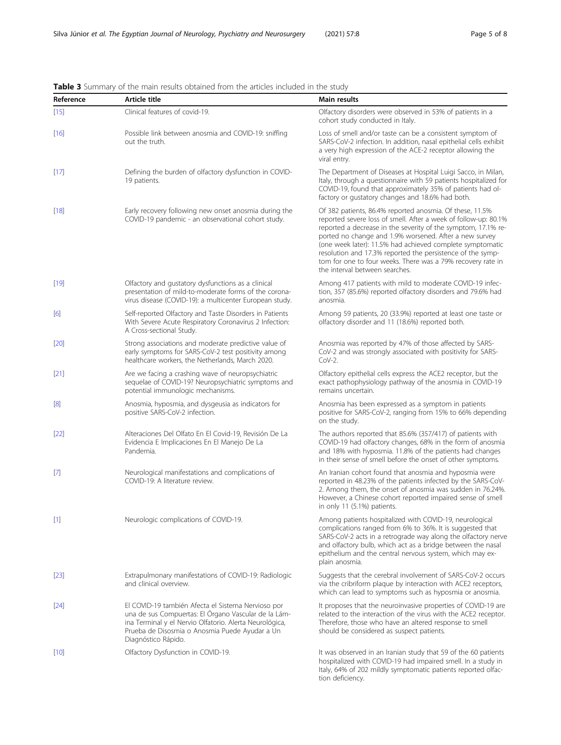**Table 3** Summary of the main results obtained from the articles included in the study

| Reference | Article title | Main results |
|---|---|---|
| [15] | Clinical features of covid-19. | Olfactory disorders were observed in 53% of patients in a cohort study conducted in Italy. |
| [16] | Possible link between anosmia and COVID-19: sniffing out the truth. | Loss of smell and/or taste can be a consistent symptom of SARS-CoV-2 infection. In addition, nasal epithelial cells exhibit a very high expression of the ACE-2 receptor allowing the viral entry. |
| [17] | Defining the burden of olfactory dysfunction in COVID-19 patients. | The Department of Diseases at Hospital Luigi Sacco, in Milan, Italy, through a questionnaire with 59 patients hospitalized for COVID-19, found that approximately 35% of patients had olfactory or gustatory changes and 18.6% had both. |
| [18] | Early recovery following new onset anosmia during the COVID-19 pandemic - an observational cohort study. | Of 382 patients, 86.4% reported anosmia. Of these, 11.5% reported severe loss of smell. After a week of follow-up: 80.1% reported a decrease in the severity of the symptom, 17.1% reported no change and 1.9% worsened. After a new survey (one week later): 11.5% had achieved complete symptomatic resolution and 17.3% reported the persistence of the symptom for one to four weeks. There was a 79% recovery rate in the interval between searches. |
| [19] | Olfactory and gustatory dysfunctions as a clinical presentation of mild-to-moderate forms of the coronavirus disease (COVID-19): a multicenter European study. | Among 417 patients with mild to moderate COVID-19 infection, 357 (85.6%) reported olfactory disorders and 79.6% had anosmia. |
| [6] | Self-reported Olfactory and Taste Disorders in Patients With Severe Acute Respiratory Coronavirus 2 Infection: A Cross-sectional Study. | Among 59 patients, 20 (33.9%) reported at least one taste or olfactory disorder and 11 (18.6%) reported both. |
| [20] | Strong associations and moderate predictive value of early symptoms for SARS-CoV-2 test positivity among healthcare workers, the Netherlands, March 2020. | Anosmia was reported by 47% of those affected by SARS-CoV-2 and was strongly associated with positivity for SARS-CoV-2. |
| [21] | Are we facing a crashing wave of neuropsychiatric sequelae of COVID-19? Neuropsychiatric symptoms and potential immunologic mechanisms. | Olfactory epithelial cells express the ACE2 receptor, but the exact pathophysiology pathway of the anosmia in COVID-19 remains uncertain. |
| [8] | Anosmia, hyposmia, and dysgeusia as indicators for positive SARS-CoV-2 infection. | Anosmia has been expressed as a symptom in patients positive for SARS-CoV-2, ranging from 15% to 66% depending on the study. |
| [22] | Alteraciones Del Olfato En El Covid-19, Revisión De La Evidencia E Implicaciones En El Manejo De La Pandemia. | The authors reported that 85.6% (357/417) of patients with COVID-19 had olfactory changes, 68% in the form of anosmia and 18% with hyposmia. 11.8% of the patients had changes in their sense of smell before the onset of other symptoms. |
| [7] | Neurological manifestations and complications of COVID-19: A literature review. | An Iranian cohort found that anosmia and hyposmia were reported in 48.23% of the patients infected by the SARS-CoV-2. Among them, the onset of anosmia was sudden in 76.24%. However, a Chinese cohort reported impaired sense of smell in only 11 (5.1%) patients. |
| [1] | Neurologic complications of COVID-19. | Among patients hospitalized with COVID-19, neurological complications ranged from 6% to 36%. It is suggested that SARS-CoV-2 acts in a retrograde way along the olfactory nerve and olfactory bulb, which act as a bridge between the nasal epithelium and the central nervous system, which may explain anosmia. |
| [23] | Extrapulmonary manifestations of COVID-19: Radiologic and clinical overview. | Suggests that the cerebral involvement of SARS-CoV-2 occurs via the cribriform plaque by interaction with ACE2 receptors, which can lead to symptoms such as hyposmia or anosmia. |
| [24] | El COVID-19 también Afecta el Sistema Nervioso por una de sus Compuertas: El Órgano Vascular de la Lámina Terminal y el Nervio Olfatorio. Alerta Neurológica, Prueba de Disosmia o Anosmia Puede Ayudar a Un Diagnóstico Rápido. | It proposes that the neuroinvasive properties of COVID-19 are related to the interaction of the virus with the ACE2 receptor. Therefore, those who have an altered response to smell should be considered as suspect patients. |
| [10] | Olfactory Dysfunction in COVID-19. | It was observed in an Iranian study that 59 of the 60 patients hospitalized with COVID-19 had impaired smell. In a study in Italy, 64% of 202 mildly symptomatic patients reported olfaction deficiency. |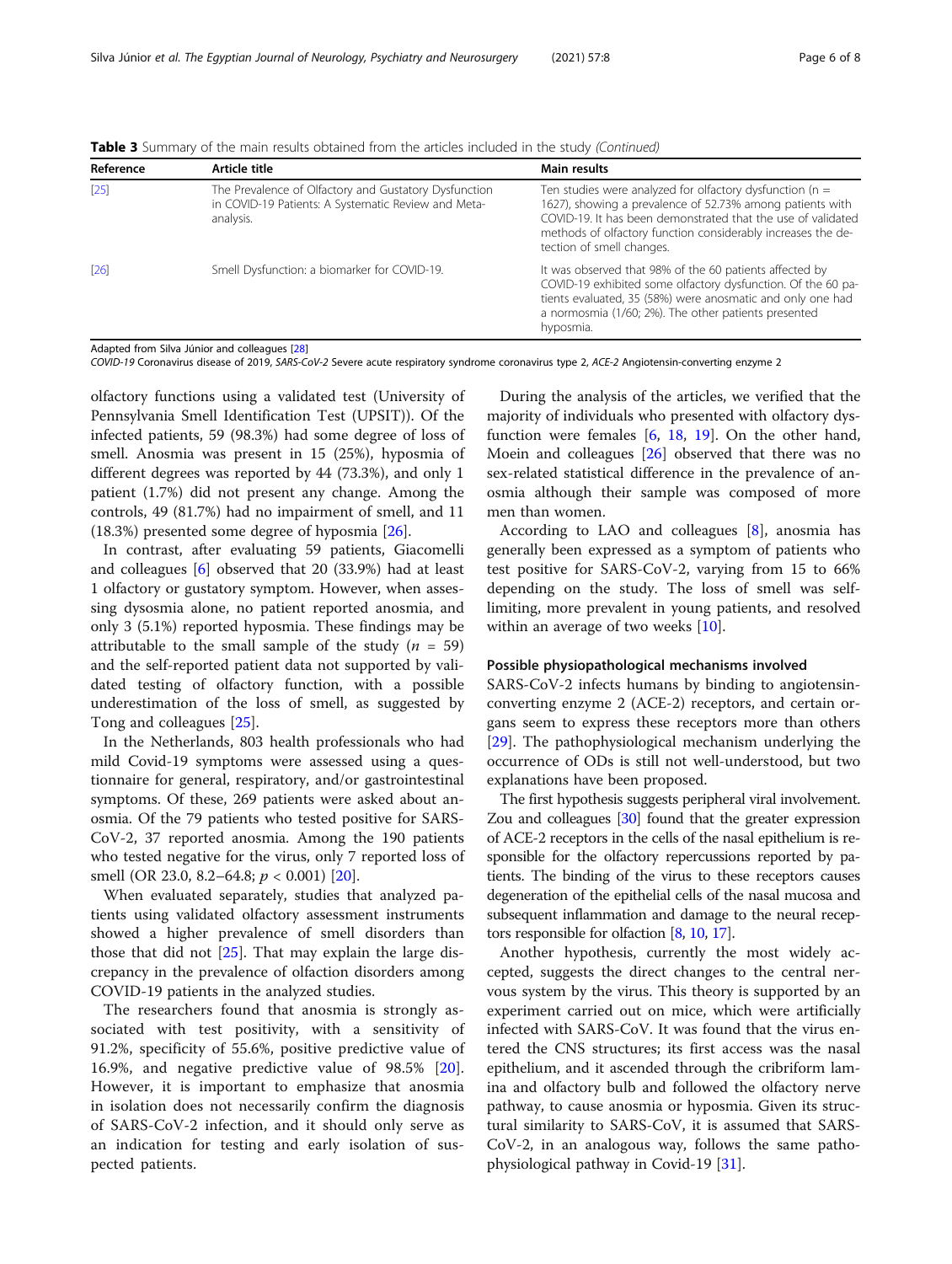**Table 3** Summary of the main results obtained from the articles included in the study *(Continued)*

| Reference | Article title | Main results |
| --- | --- | --- |
| [25] | The Prevalence of Olfactory and Gustatory Dysfunction in COVID-19 Patients: A Systematic Review and Meta-analysis. | Ten studies were analyzed for olfactory dysfunction (n = 1627), showing a prevalence of 52.73% among patients with COVID-19. It has been demonstrated that the use of validated methods of olfactory function considerably increases the detection of smell changes. |
| [26] | Smell Dysfunction: a biomarker for COVID-19. | It was observed that 98% of the 60 patients affected by COVID-19 exhibited some olfactory dysfunction. Of the 60 patients evaluated, 35 (58%) were anosmatic and only one had a normosmia (1/60; 2%). The other patients presented hyposmia. |

Adapted from Silva Júnior and colleagues [28]

*COVID-19* Coronavirus disease of 2019, *SARS-CoV-2* Severe acute respiratory syndrome coronavirus type 2, *ACE-2* Angiotensin-converting enzyme 2

olfactory functions using a validated test (University of Pennsylvania Smell Identification Test (UPSIT)). Of the infected patients, 59 (98.3%) had some degree of loss of smell. Anosmia was present in 15 (25%), hyposmia of different degrees was reported by 44 (73.3%), and only 1 patient (1.7%) did not present any change. Among the controls, 49 (81.7%) had no impairment of smell, and 11 (18.3%) presented some degree of hyposmia [26].

In contrast, after evaluating 59 patients, Giacomelli and colleagues [6] observed that 20 (33.9%) had at least 1 olfactory or gustatory symptom. However, when assessing dysosmia alone, no patient reported anosmia, and only 3 (5.1%) reported hyposmia. These findings may be attributable to the small sample of the study ($n$ = 59) and the self-reported patient data not supported by validated testing of olfactory function, with a possible underestimation of the loss of smell, as suggested by Tong and colleagues [25].

In the Netherlands, 803 health professionals who had mild Covid-19 symptoms were assessed using a questionnaire for general, respiratory, and/or gastrointestinal symptoms. Of these, 269 patients were asked about anosmia. Of the 79 patients who tested positive for SARS-CoV-2, 37 reported anosmia. Among the 190 patients who tested negative for the virus, only 7 reported loss of smell (OR 23.0, 8.2–64.8; $p < 0.001$) [20].

When evaluated separately, studies that analyzed patients using validated olfactory assessment instruments showed a higher prevalence of smell disorders than those that did not [25]. That may explain the large discrepancy in the prevalence of olfaction disorders among COVID-19 patients in the analyzed studies.

The researchers found that anosmia is strongly associated with test positivity, with a sensitivity of 91.2%, specificity of 55.6%, positive predictive value of 16.9%, and negative predictive value of 98.5% [20]. However, it is important to emphasize that anosmia in isolation does not necessarily confirm the diagnosis of SARS-CoV-2 infection, and it should only serve as an indication for testing and early isolation of suspected patients.

During the analysis of the articles, we verified that the majority of individuals who presented with olfactory dysfunction were females [6, 18, 19]. On the other hand, Moein and colleagues [26] observed that there was no sex-related statistical difference in the prevalence of anosmia although their sample was composed of more men than women.

According to LAO and colleagues [8], anosmia has generally been expressed as a symptom of patients who test positive for SARS-CoV-2, varying from 15 to 66% depending on the study. The loss of smell was self-limiting, more prevalent in young patients, and resolved within an average of two weeks [10].

### Possible physiopathological mechanisms involved

SARS-CoV-2 infects humans by binding to angiotensin-converting enzyme 2 (ACE-2) receptors, and certain organs seem to express these receptors more than others [29]. The pathophysiological mechanism underlying the occurrence of ODs is still not well-understood, but two explanations have been proposed.

The first hypothesis suggests peripheral viral involvement. Zou and colleagues [30] found that the greater expression of ACE-2 receptors in the cells of the nasal epithelium is responsible for the olfactory repercussions reported by patients. The binding of the virus to these receptors causes degeneration of the epithelial cells of the nasal mucosa and subsequent inflammation and damage to the neural receptors responsible for olfaction [8, 10, 17].

Another hypothesis, currently the most widely accepted, suggests the direct changes to the central nervous system by the virus. This theory is supported by an experiment carried out on mice, which were artificially infected with SARS-CoV. It was found that the virus entered the CNS structures; its first access was the nasal epithelium, and it ascended through the cribriform lamina and olfactory bulb and followed the olfactory nerve pathway, to cause anosmia or hyposmia. Given its structural similarity to SARS-CoV, it is assumed that SARS-CoV-2, in an analogous way, follows the same pathophysiological pathway in Covid-19 [31].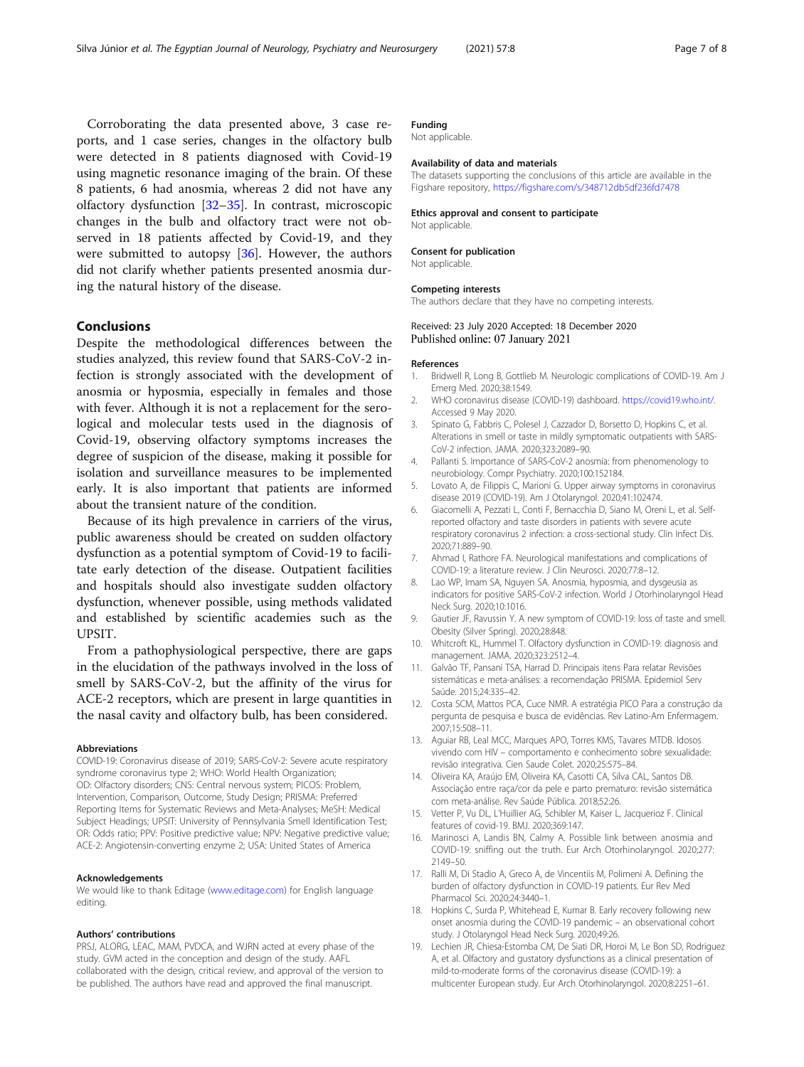Corroborating the data presented above, 3 case reports, and 1 case series, changes in the olfactory bulb were detected in 8 patients diagnosed with Covid-19 using magnetic resonance imaging of the brain. Of these 8 patients, 6 had anosmia, whereas 2 did not have any olfactory dysfunction [32–35]. In contrast, microscopic changes in the bulb and olfactory tract were not observed in 18 patients affected by Covid-19, and they were submitted to autopsy [36]. However, the authors did not clarify whether patients presented anosmia during the natural history of the disease.

## Conclusions

Despite the methodological differences between the studies analyzed, this review found that SARS-CoV-2 infection is strongly associated with the development of anosmia or hyposmia, especially in females and those with fever. Although it is not a replacement for the serological and molecular tests used in the diagnosis of Covid-19, observing olfactory symptoms increases the degree of suspicion of the disease, making it possible for isolation and surveillance measures to be implemented early. It is also important that patients are informed about the transient nature of the condition.

Because of its high prevalence in carriers of the virus, public awareness should be created on sudden olfactory dysfunction as a potential symptom of Covid-19 to facilitate early detection of the disease. Outpatient facilities and hospitals should also investigate sudden olfactory dysfunction, whenever possible, using methods validated and established by scientific academies such as the UPSIT.

From a pathophysiological perspective, there are gaps in the elucidation of the pathways involved in the loss of smell by SARS-CoV-2, but the affinity of the virus for ACE-2 receptors, which are present in large quantities in the nasal cavity and olfactory bulb, has been considered.

#### Abbreviations

COVID-19: Coronavirus disease of 2019; SARS-CoV-2: Severe acute respiratory syndrome coronavirus type 2; WHO: World Health Organization; OD: Olfactory disorders; CNS: Central nervous system; PICOS: Problem, Intervention, Comparison, Outcome, Study Design; PRISMA: Preferred Reporting Items for Systematic Reviews and Meta-Analyses; MeSH: Medical Subject Headings; UPSIT: University of Pennsylvania Smell Identification Test; OR: Odds ratio; PPV: Positive predictive value; NPV: Negative predictive value; ACE-2: Angiotensin-converting enzyme 2; USA: United States of America

#### Acknowledgements

We would like to thank Editage (www.editage.com) for English language editing.

#### Authors' contributions

PRSJ, ALORG, LEAC, MAM, PVDCA, and WJRN acted at every phase of the study. GVM acted in the conception and design of the study. AAFL collaborated with the design, critical review, and approval of the version to be published. The authors have read and approved the final manuscript.

#### Funding

Not applicable.

#### Availability of data and materials

The datasets supporting the conclusions of this article are available in the Figshare repository, https://figshare.com/s/348712db5df236fd7478

#### Ethics approval and consent to participate

Not applicable.

#### Consent for publication

Not applicable.

#### Competing interests

The authors declare that they have no competing interests.

Received: 23 July 2020 Accepted: 18 December 2020
Published online: 07 January 2021

#### References

1. Bridwell R, Long B, Gottlieb M. Neurologic complications of COVID-19. Am J Emerg Med. 2020;38:1549.
2. WHO coronavirus disease (COVID-19) dashboard. https://covid19.who.int/. Accessed 9 May 2020.
3. Spinato G, Fabbris C, Polesel J, Cazzador D, Borsetto D, Hopkins C, et al. Alterations in smell or taste in mildly symptomatic outpatients with SARS-CoV-2 infection. JAMA. 2020;323:2089–90.
4. Pallanti S. Importance of SARS-CoV-2 anosmia: from phenomenology to neurobiology. Compr Psychiatry. 2020;100:152184.
5. Lovato A, de Filippis C, Marioni G. Upper airway symptoms in coronavirus disease 2019 (COVID-19). Am J Otolaryngol. 2020;41:102474.
6. Giacomelli A, Pezzati L, Conti F, Bernacchia D, Siano M, Oreni L, et al. Self-reported olfactory and taste disorders in patients with severe acute respiratory coronavirus 2 infection: a cross-sectional study. Clin Infect Dis. 2020;71:889–90.
7. Ahmad I, Rathore FA. Neurological manifestations and complications of COVID-19: a literature review. J Clin Neurosci. 2020;77:8–12.
8. Lao WP, Imam SA, Nguyen SA. Anosmia, hyposmia, and dysgeusia as indicators for positive SARS-CoV-2 infection. World J Otorhinolaryngol Head Neck Surg. 2020;10:1016.
9. Gautier JF, Ravussin Y. A new symptom of COVID-19: loss of taste and smell. Obesity (Silver Spring). 2020;28:848.
10. Whitcroft KL, Hummel T. Olfactory dysfunction in COVID-19: diagnosis and management. JAMA. 2020;323:2512–4.
11. Galvão TF, Pansani TSA, Harrad D. Principais itens Para relatar Revisões sistemáticas e meta-análises: a recomendação PRISMA. Epidemiol Serv Saúde. 2015;24:335–42.
12. Costa SCM, Mattos PCA, Cuce NMR. A estratégia PICO Para a construção da pergunta de pesquisa e busca de evidências. Rev Latino-Am Enfermagem. 2007;15:508–11.
13. Aguiar RB, Leal MCC, Marques APO, Torres KMS, Tavares MTDB. Idosos vivendo com HIV – comportamento e conhecimento sobre sexualidade: revisão integrativa. Cien Saude Colet. 2020;25:575–84.
14. Oliveira KA, Araújo EM, Oliveira KA, Casotti CA, Silva CAL, Santos DB. Associação entre raça/cor da pele e parto prematuro: revisão sistemática com meta-análise. Rev Saúde Pública. 2018;52:26.
15. Vetter P, Vu DL, L'Huillier AG, Schibler M, Kaiser L, Jacquerioz F. Clinical features of covid-19. BMJ. 2020;369:147.
16. Marinosci A, Landis BN, Calmy A. Possible link between anosmia and COVID-19: sniffing out the truth. Eur Arch Otorhinolaryngol. 2020;277:2149–50.
17. Ralli M, Di Stadio A, Greco A, de Vincentiis M, Polimeni A. Defining the burden of olfactory dysfunction in COVID-19 patients. Eur Rev Med Pharmacol Sci. 2020;24:3440–1.
18. Hopkins C, Surda P, Whitehead E, Kumar B. Early recovery following new onset anosmia during the COVID-19 pandemic – an observational cohort study. J Otolaryngol Head Neck Surg. 2020;49:26.
19. Lechien JR, Chiesa-Estomba CM, De Siati DR, Horoi M, Le Bon SD, Rodriguez A, et al. Olfactory and gustatory dysfunctions as a clinical presentation of mild-to-moderate forms of the coronavirus disease (COVID-19): a multicenter European study. Eur Arch Otorhinolaryngol. 2020;8:2251–61.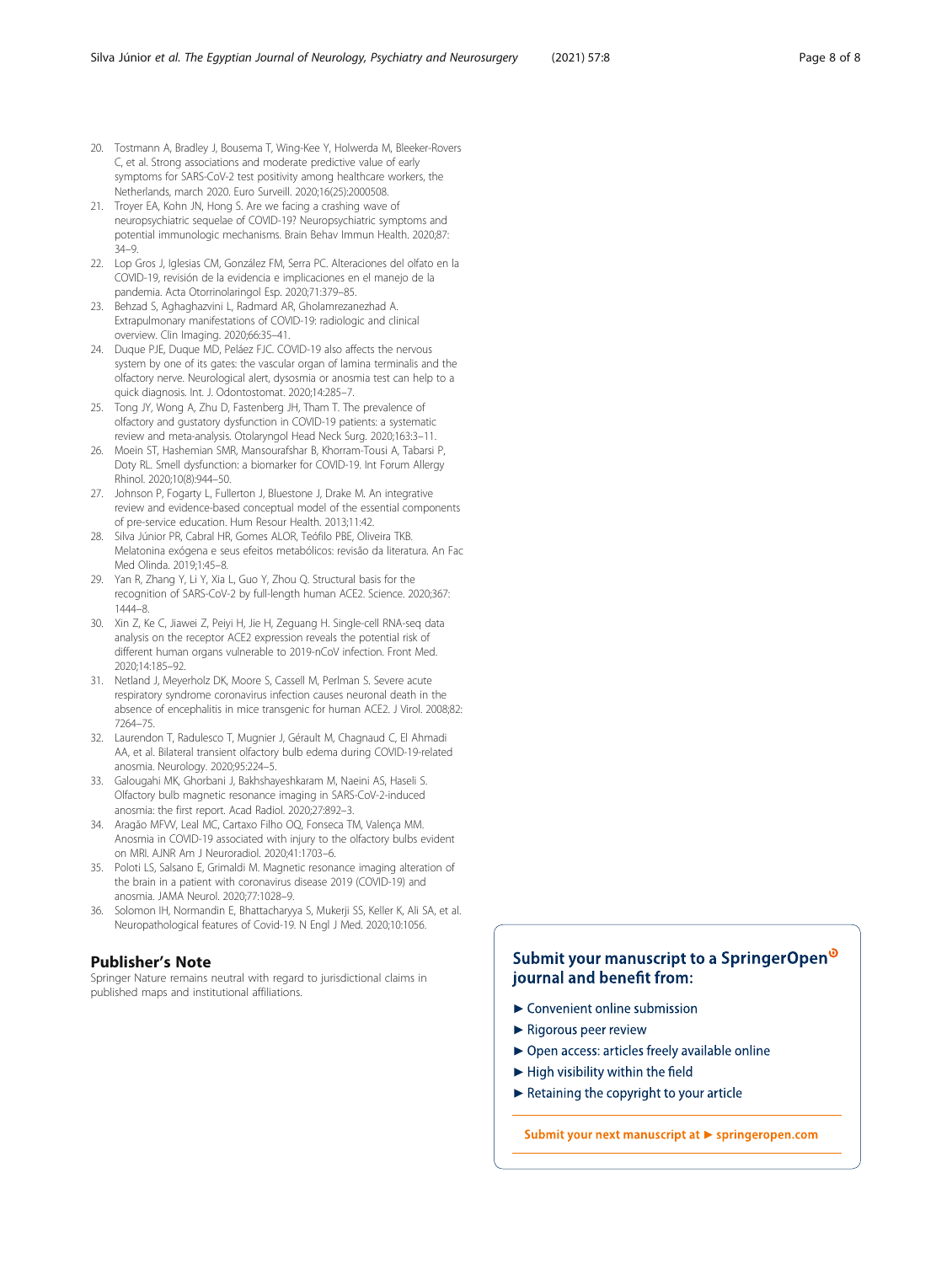20. Tostmann A, Bradley J, Bousema T, Wing-Kee Y, Holwerda M, Bleeker-Rovers C, et al. Strong associations and moderate predictive value of early symptoms for SARS-CoV-2 test positivity among healthcare workers, the Netherlands, march 2020. Euro Surveill. 2020;16(25):2000508.
21. Troyer EA, Kohn JN, Hong S. Are we facing a crashing wave of neuropsychiatric sequelae of COVID-19? Neuropsychiatric symptoms and potential immunologic mechanisms. Brain Behav Immun Health. 2020;87: 34–9.
22. Lop Gros J, Iglesias CM, González FM, Serra PC. Alteraciones del olfato en la COVID-19, revisión de la evidencia e implicaciones en el manejo de la pandemia. Acta Otorrinolaringol Esp. 2020;71:379–85.
23. Behzad S, Aghaghazvini L, Radmard AR, Gholamrezanezhad A. Extrapulmonary manifestations of COVID-19: radiologic and clinical overview. Clin Imaging. 2020;66:35–41.
24. Duque PJE, Duque MD, Peláez FJC. COVID-19 also affects the nervous system by one of its gates: the vascular organ of lamina terminalis and the olfactory nerve. Neurological alert, dysosmia or anosmia test can help to a quick diagnosis. Int. J. Odontostomat. 2020;14:285–7.
25. Tong JY, Wong A, Zhu D, Fastenberg JH, Tham T. The prevalence of olfactory and gustatory dysfunction in COVID-19 patients: a systematic review and meta-analysis. Otolaryngol Head Neck Surg. 2020;163:3–11.
26. Moein ST, Hashemian SMR, Mansourafshar B, Khorram-Tousi A, Tabarsi P, Doty RL. Smell dysfunction: a biomarker for COVID-19. Int Forum Allergy Rhinol. 2020;10(8):944–50.
27. Johnson P, Fogarty L, Fullerton J, Bluestone J, Drake M. An integrative review and evidence-based conceptual model of the essential components of pre-service education. Hum Resour Health. 2013;11:42.
28. Silva Júnior PR, Cabral HR, Gomes ALOR, Teófilo PBE, Oliveira TKB. Melatonina exógena e seus efeitos metabólicos: revisão da literatura. An Fac Med Olinda. 2019;1:45–8.
29. Yan R, Zhang Y, Li Y, Xia L, Guo Y, Zhou Q. Structural basis for the recognition of SARS-CoV-2 by full-length human ACE2. Science. 2020;367: 1444–8.
30. Xin Z, Ke C, Jiawei Z, Peiyi H, Jie H, Zeguang H. Single-cell RNA-seq data analysis on the receptor ACE2 expression reveals the potential risk of different human organs vulnerable to 2019-nCoV infection. Front Med. 2020;14:185–92.
31. Netland J, Meyerholz DK, Moore S, Cassell M, Perlman S. Severe acute respiratory syndrome coronavirus infection causes neuronal death in the absence of encephalitis in mice transgenic for human ACE2. J Virol. 2008;82: 7264–75.
32. Laurendon T, Radulesco T, Mugnier J, Gérault M, Chagnaud C, El Ahmadi AA, et al. Bilateral transient olfactory bulb edema during COVID-19-related anosmia. Neurology. 2020;95:224–5.
33. Galougahi MK, Ghorbani J, Bakhshayeshkaram M, Naeini AS, Haseli S. Olfactory bulb magnetic resonance imaging in SARS-CoV-2-induced anosmia: the first report. Acad Radiol. 2020;27:892–3.
34. Aragão MFVV, Leal MC, Cartaxo Filho OQ, Fonseca TM, Valença MM. Anosmia in COVID-19 associated with injury to the olfactory bulbs evident on MRI. AJNR Am J Neuroradiol. 2020;41:1703–6.
35. Politi LS, Salsano E, Grimaldi M. Magnetic resonance imaging alteration of the brain in a patient with coronavirus disease 2019 (COVID-19) and anosmia. JAMA Neurol. 2020;77:1028–9.
36. Solomon IH, Normandin E, Bhattacharyya S, Mukerji SS, Keller K, Ali SA, et al. Neuropathological features of Covid-19. N Engl J Med. 2020;10:1056.

## Publisher's Note

Springer Nature remains neutral with regard to jurisdictional claims in published maps and institutional affiliations.

**Submit your manuscript to a SpringerOpen journal and benefit from:**

- ► Convenient online submission
- ► Rigorous peer review
- ► Open access: articles freely available online
- ► High visibility within the field
- ► Retaining the copyright to your article

**Submit your next manuscript at ► springeropen.com**